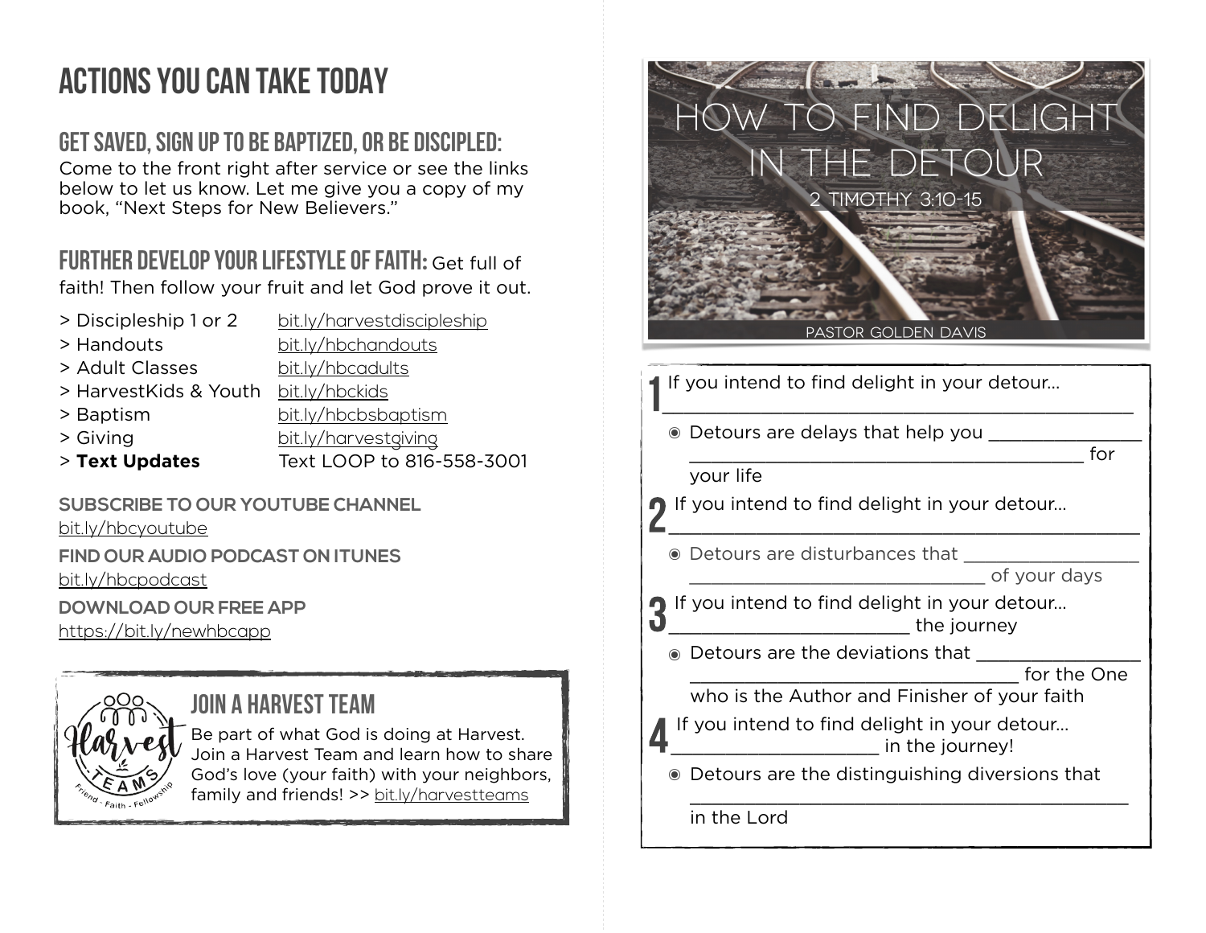# ACTIONS YOU CAN TAKE TODAY

## GET SAVED, SIGN UP TO BE BAPTIZED, OR BE DISCIPLED:

Come to the front right after service or see the links below to let us know. Let me give you a copy of my book, "Next Steps for New Believers."

## FURTHER DEVELOP YOUR LIFESTYLE OF FAITH:

Get full of faith! Then follow your fruit and let God prove it out.

| | |
|---|---|
| > Discipleship 1 or 2 | bit.ly/harvestdiscipleship |
| > Handouts | bit.ly/hbchandouts |
| > Adult Classes | bit.ly/hbcadults |
| > HarvestKids & Youth | bit.ly/hbckids |
| > Baptism | bit.ly/hbcbsbaptism |
| > Giving | bit.ly/harvestgiving |
| > **Text Updates** | Text LOOP to 816-558-3001 |

**SUBSCRIBE TO OUR YOUTUBE CHANNEL**
bit.ly/hbcyoutube

**FIND OUR AUDIO PODCAST ON ITUNES**
bit.ly/hbcpodcast

**DOWNLOAD OUR FREE APP**
https://bit.ly/newhbcapp

## JOIN A HARVEST TEAM

Harvest Teams — Friend - Faith - Fellowship

Be part of what God is doing at Harvest. Join a Harvest Team and learn how to share God's love (your faith) with your neighbors, family and friends! >> bit.ly/harvestteams

# HOW TO FIND DELIGHT IN THE DETOUR

2 TIMOTHY 3:10-15

PASTOR GOLDEN DAVIS

1. If you intend to find delight in your detour... ______________________________
   - Detours are delays that help you ______________ ______________________________ for your life
2. If you intend to find delight in your detour... ______________________________
   - Detours are disturbances that ______________ ______________________ of your days
3. If you intend to find delight in your detour... ____________________ the journey
   - Detours are the deviations that ______________ ________________________ for the One who is the Author and Finisher of your faith
4. If you intend to find delight in your detour... __________________ in the journey!
   - Detours are the distinguishing diversions that ______________________________ in the Lord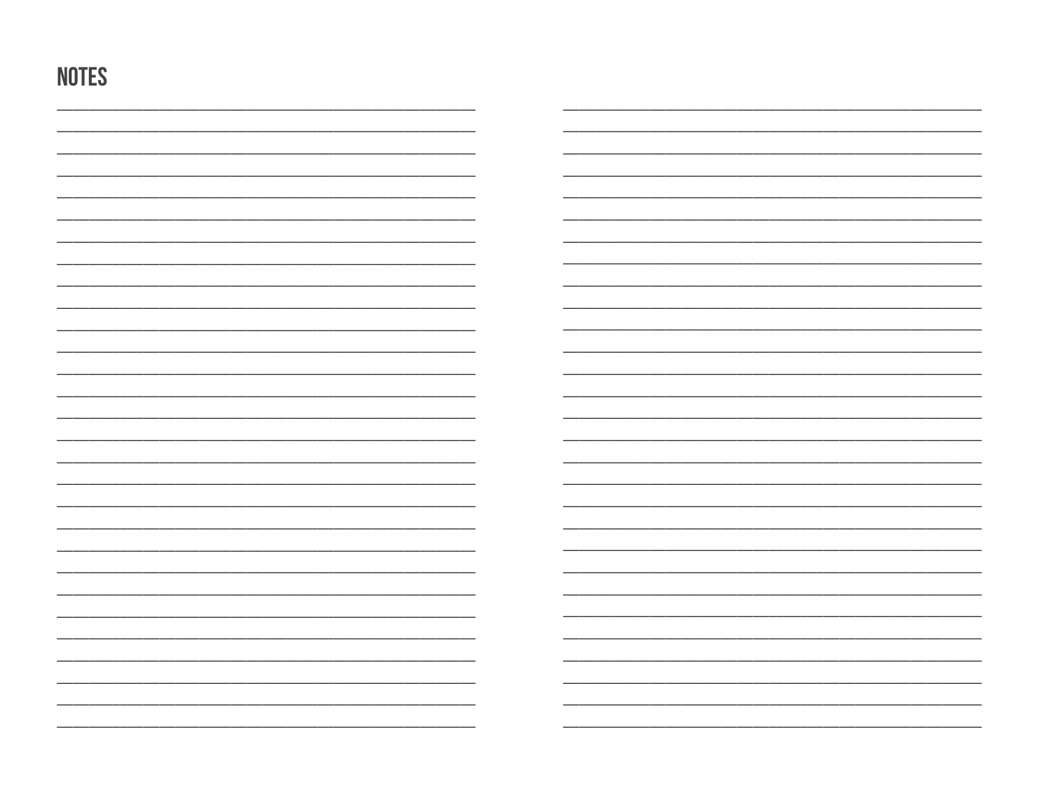# NOTES